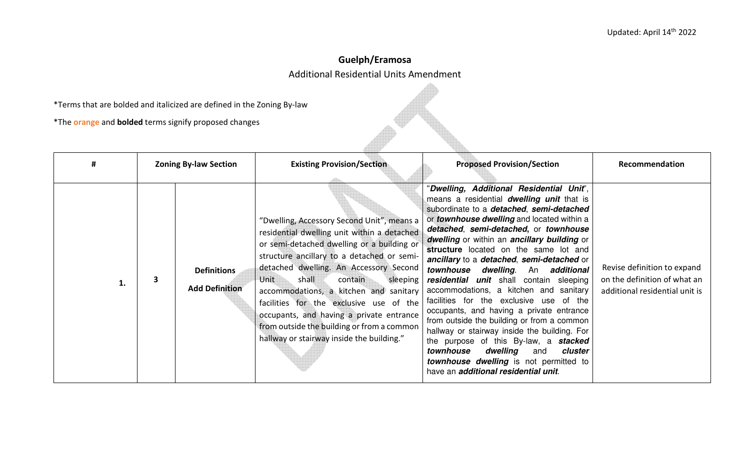Updated: April 14th 2022

# Guelph/Eramosa

## Additional Residential Units Amendment

*Terms that are bolded and italicized are defined in the Zoning By-law

*The orange and **bolded** terms signify proposed changes

| # | Zoning By-law Section | | Existing Provision/Section | Proposed Provision/Section | Recommendation |
|---|---|---|---|---|---|
| 1. | 3 | Definitions<br>Add Definition | "Dwelling, Accessory Second Unit", means a residential dwelling unit within a detached or semi-detached dwelling or a building or structure ancillary to a detached or semi-detached dwelling. An Accessory Second Unit shall contain sleeping accommodations, a kitchen and sanitary facilities for the exclusive use of the occupants, and having a private entrance from outside the building or from a common hallway or stairway inside the building." | "***Dwelling, Additional Residential Unit***", means a residential ***dwelling unit*** that is subordinate to a ***detached***, ***semi-detached*** or ***townhouse dwelling*** and located within a ***detached***, ***semi-detached***, or ***townhouse dwelling*** or within an ***ancillary building*** or **structure** located on the same lot and ***ancillary*** to a ***detached***, ***semi-detached*** or ***townhouse dwelling***. An ***additional residential unit*** shall contain sleeping accommodations, a kitchen and sanitary facilities for the exclusive use of the occupants, and having a private entrance from outside the building or from a common hallway or stairway inside the building. For the purpose of this By-law, a ***stacked townhouse dwelling*** and ***cluster townhouse dwelling*** is not permitted to have an ***additional residential unit***. | Revise definition to expand on the definition of what an additional residential unit is |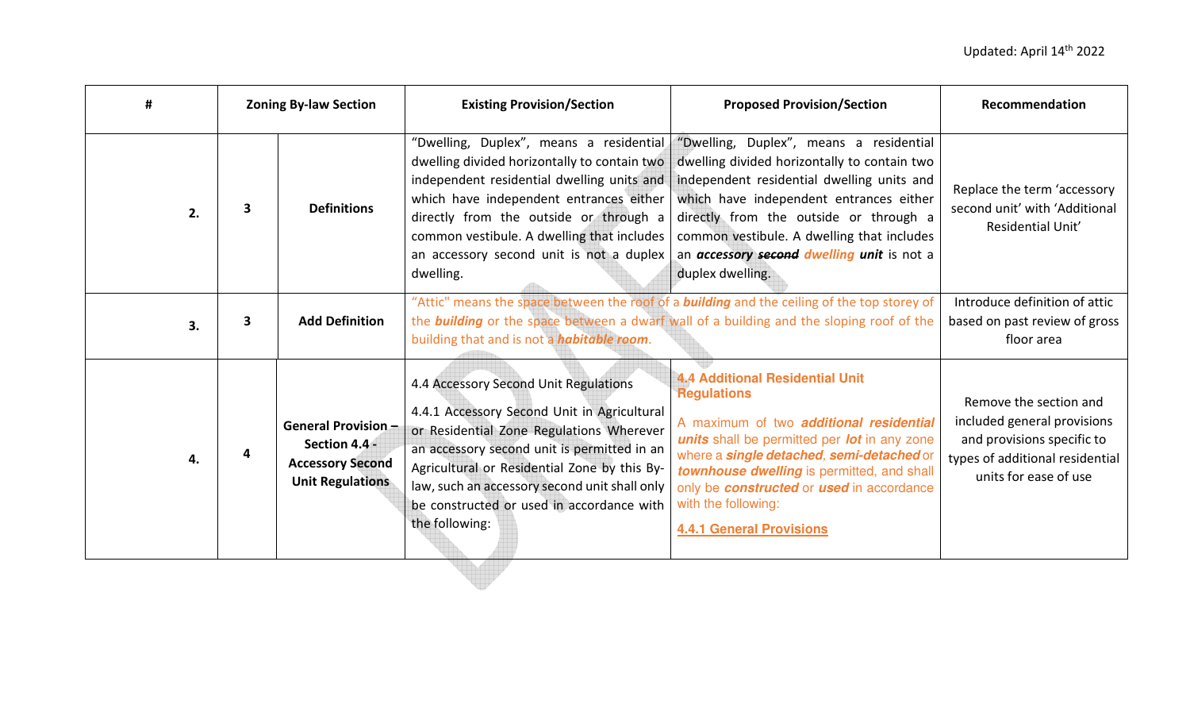Updated: April 14th 2022

| # | Zoning By-law Section | | Existing Provision/Section | Proposed Provision/Section | Recommendation |
|---|---|---|---|---|---|
| 2. | 3 | Definitions | "Dwelling, Duplex", means a residential dwelling divided horizontally to contain two independent residential dwelling units and which have independent entrances either directly from the outside or through a common vestibule. A dwelling that includes an accessory second unit is not a duplex dwelling. | "Dwelling, Duplex", means a residential dwelling divided horizontally to contain two independent residential dwelling units and which have independent entrances either directly from the outside or through a common vestibule. A dwelling that includes an ***accessory*** ~~***second***~~ ***dwelling unit*** is not a duplex dwelling. | Replace the term 'accessory second unit' with 'Additional Residential Unit' |
| 3. | 3 | Add Definition | "Attic" means the space between the roof of a ***building*** and the ceiling of the top storey of the ***building*** or the space between a dwarf wall of a building and the sloping roof of the building that and is not a ***habitable room***. | | Introduce definition of attic based on past review of gross floor area |
| 4. | 4 | General Provision – Section 4.4 - Accessory Second Unit Regulations | 4.4 Accessory Second Unit Regulations<br><br>4.4.1 Accessory Second Unit in Agricultural or Residential Zone Regulations Wherever an accessory second unit is permitted in an Agricultural or Residential Zone by this By-law, such an accessory second unit shall only be constructed or used in accordance with the following: | **4.4 Additional Residential Unit Regulations**<br><br>A maximum of two ***additional residential units*** shall be permitted per ***lot*** in any zone where a ***single detached***, ***semi-detached*** or ***townhouse dwelling*** is permitted, and shall only be ***constructed*** or ***used*** in accordance with the following:<br><br>**4.4.1 General Provisions** | Remove the section and included general provisions and provisions specific to types of additional residential units for ease of use |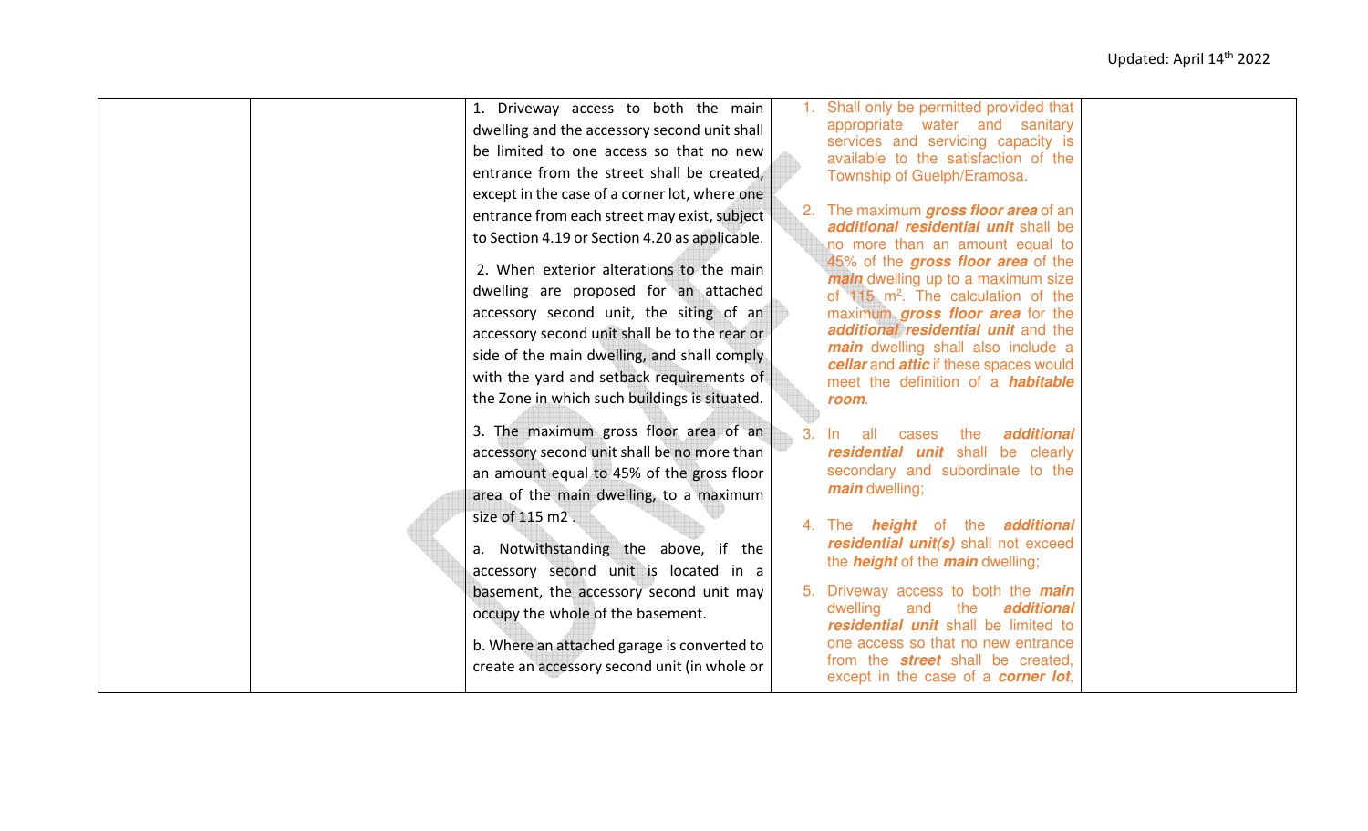| | | | | |
|---|---|---|---|---|
| | | 1. Driveway access to both the main dwelling and the accessory second unit shall be limited to one access so that no new entrance from the street shall be created, except in the case of a corner lot, where one entrance from each street may exist, subject to Section 4.19 or Section 4.20 as applicable.<br><br>2. When exterior alterations to the main dwelling are proposed for an attached accessory second unit, the siting of an accessory second unit shall be to the rear or side of the main dwelling, and shall comply with the yard and setback requirements of the Zone in which such buildings is situated.<br><br>3. The maximum gross floor area of an accessory second unit shall be no more than an amount equal to 45% of the gross floor area of the main dwelling, to a maximum size of 115 m2 .<br><br>a. Notwithstanding the above, if the accessory second unit is located in a basement, the accessory second unit may occupy the whole of the basement.<br><br>b. Where an attached garage is converted to create an accessory second unit (in whole or | 1. Shall only be permitted provided that appropriate water and sanitary services and servicing capacity is available to the satisfaction of the Township of Guelph/Eramosa.<br><br>2. The maximum ***gross floor area*** of an ***additional residential unit*** shall be no more than an amount equal to 45% of the ***gross floor area*** of the ***main*** dwelling up to a maximum size of 115 $m^2$. The calculation of the maximum ***gross floor area*** for the ***additional residential unit*** and the ***main*** dwelling shall also include a ***cellar*** and ***attic*** if these spaces would meet the definition of a ***habitable room***.<br><br>3. In all cases the ***additional residential unit*** shall be clearly secondary and subordinate to the ***main*** dwelling;<br><br>4. The ***height*** of the ***additional residential unit(s)*** shall not exceed the ***height*** of the ***main*** dwelling;<br><br>5. Driveway access to both the ***main*** dwelling and the ***additional residential unit*** shall be limited to one access so that no new entrance from the ***street*** shall be created, except in the case of a ***corner lot***, | |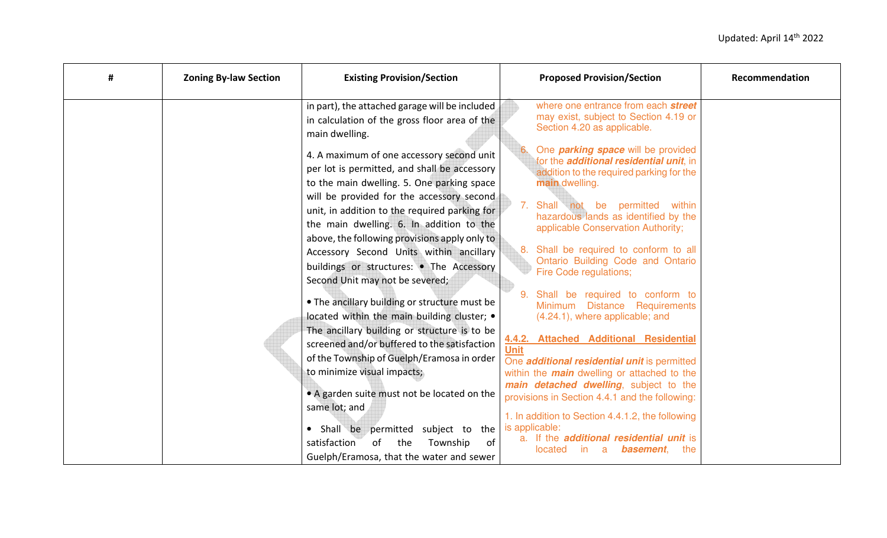Updated: April 14th 2022

| # | Zoning By-law Section | Existing Provision/Section | Proposed Provision/Section | Recommendation |
| --- | --- | --- | --- | --- |
| | | in part), the attached garage will be included in calculation of the gross floor area of the main dwelling.<br><br>4. A maximum of one accessory second unit per lot is permitted, and shall be accessory to the main dwelling. 5. One parking space will be provided for the accessory second unit, in addition to the required parking for the main dwelling. 6. In addition to the above, the following provisions apply only to Accessory Second Units within ancillary buildings or structures: • The Accessory Second Unit may not be severed;<br><br>• The ancillary building or structure must be located within the main building cluster; • The ancillary building or structure is to be screened and/or buffered to the satisfaction of the Township of Guelph/Eramosa in order to minimize visual impacts;<br><br>• A garden suite must not be located on the same lot; and<br><br>• Shall be permitted subject to the satisfaction of the Township of Guelph/Eramosa, that the water and sewer | where one entrance from each ***street*** may exist, subject to Section 4.19 or Section 4.20 as applicable.<br><br>6. One ***parking space*** will be provided for the ***additional residential unit***, in addition to the required parking for the ***main*** dwelling.<br><br>7. Shall not be permitted within hazardous lands as identified by the applicable Conservation Authority;<br><br>8. Shall be required to conform to all Ontario Building Code and Ontario Fire Code regulations;<br><br>9. Shall be required to conform to Minimum Distance Requirements (4.24.1), where applicable; and<br><br>**4.4.2. Attached Additional Residential Unit**<br>One ***additional residential unit*** is permitted within the ***main*** dwelling or attached to the ***main detached dwelling***, subject to the provisions in Section 4.4.1 and the following:<br><br>1. In addition to Section 4.4.1.2, the following is applicable:<br>a. If the ***additional residential unit*** is located in a ***basement***, the | |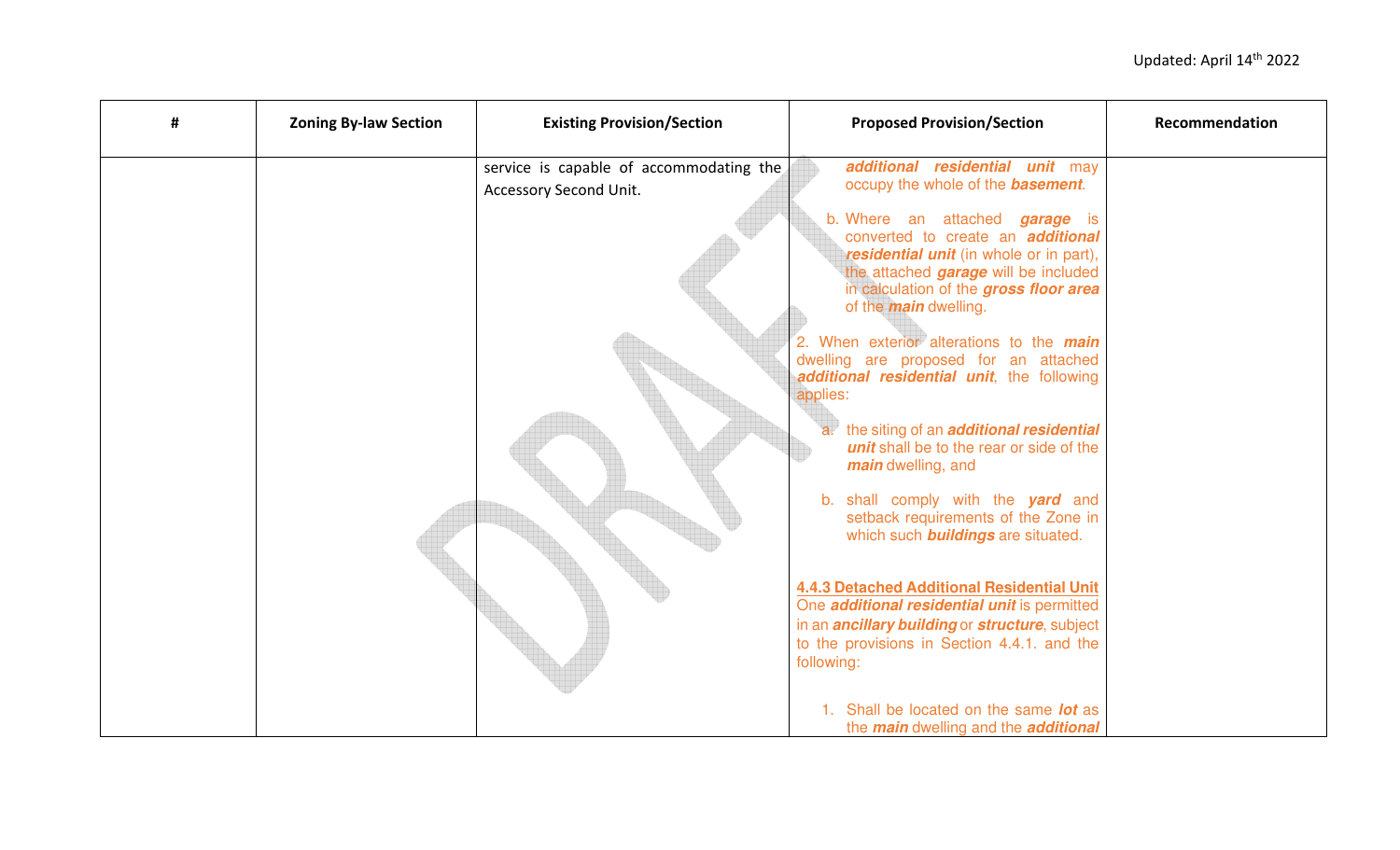| # | Zoning By-law Section | Existing Provision/Section | Proposed Provision/Section | Recommendation |
|---|---|---|---|---|
| | | service is capable of accommodating the Accessory Second Unit. | ***additional residential unit*** may occupy the whole of the ***basement***.<br><br>b. Where an attached ***garage*** is converted to create an ***additional residential unit*** (in whole or in part), the attached ***garage*** will be included in calculation of the ***gross floor area*** of the ***main*** dwelling.<br><br>2. When exterior alterations to the ***main*** dwelling are proposed for an attached ***additional residential unit***, the following applies:<br><br>a. the siting of an ***additional residential unit*** shall be to the rear or side of the ***main*** dwelling, and<br><br>b. shall comply with the ***yard*** and setback requirements of the Zone in which such ***buildings*** are situated.<br><br>**4.4.3 Detached Additional Residential Unit**<br>One ***additional residential unit*** is permitted in an ***ancillary building*** or ***structure***, subject to the provisions in Section 4.4.1. and the following:<br><br>1. Shall be located on the same ***lot*** as the ***main*** dwelling and the ***additional*** | |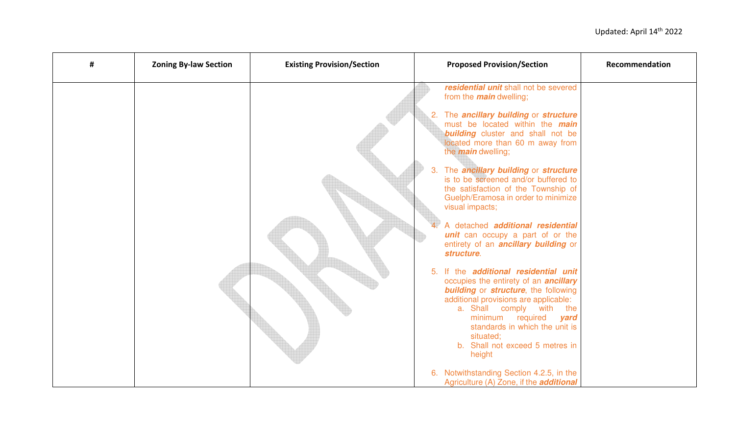| # | Zoning By-law Section | Existing Provision/Section | Proposed Provision/Section | Recommendation |
|---|---|---|---|---|
| | | | ***residential unit*** shall not be severed from the ***main*** dwelling;<br><br>2. The ***ancillary building*** or ***structure*** must be located within the ***main building*** cluster and shall not be located more than 60 m away from the ***main*** dwelling;<br><br>3. The ***ancillary building*** or ***structure*** is to be screened and/or buffered to the satisfaction of the Township of Guelph/Eramosa in order to minimize visual impacts;<br><br>4. A detached ***additional residential unit*** can occupy a part of or the entirety of an ***ancillary building*** or ***structure***.<br><br>5. If the ***additional residential unit*** occupies the entirety of an ***ancillary building*** or ***structure***, the following additional provisions are applicable:<br>a. Shall comply with the minimum required ***yard*** standards in which the unit is situated;<br>b. Shall not exceed 5 metres in height<br><br>6. Notwithstanding Section 4.2.5, in the Agriculture (A) Zone, if the ***additional*** | |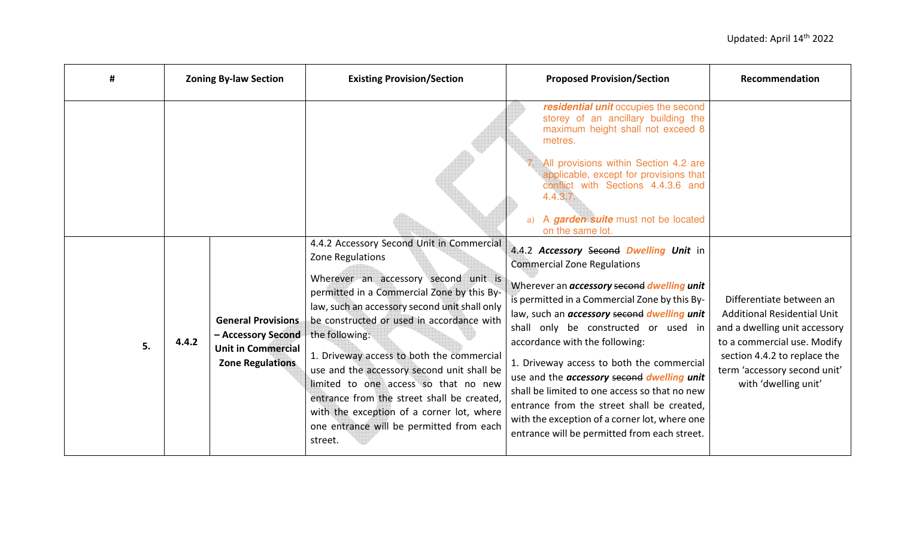| # | Zoning By-law Section | | Existing Provision/Section | Proposed Provision/Section | Recommendation |
|---|---|---|---|---|---|
| | | | | ***residential unit*** occupies the second storey of an ancillary building the maximum height shall not exceed 8 metres.<br><br>7. All provisions within Section 4.2 are applicable, except for provisions that conflict with Sections 4.4.3.6 and 4.4.3.7.<br><br>a) A ***garden suite*** must not be located on the same lot. | |
| 5. | 4.4.2 | **General Provisions – Accessory Second Unit in Commercial Zone Regulations** | 4.4.2 Accessory Second Unit in Commercial Zone Regulations<br><br>Wherever an accessory second unit is permitted in a Commercial Zone by this By-law, such an accessory second unit shall only be constructed or used in accordance with the following:<br><br>1. Driveway access to both the commercial use and the accessory second unit shall be limited to one access so that no new entrance from the street shall be created, with the exception of a corner lot, where one entrance will be permitted from each street. | 4.4.2 ***Accessory*** ~~Second~~ ***Dwelling Unit*** in Commercial Zone Regulations<br><br>Wherever an ***accessory*** ~~second~~ ***dwelling unit*** is permitted in a Commercial Zone by this By-law, such an ***accessory*** ~~second~~ ***dwelling unit*** shall only be constructed or used in accordance with the following:<br><br>1. Driveway access to both the commercial use and the ***accessory*** ~~second~~ ***dwelling unit*** shall be limited to one access so that no new entrance from the street shall be created, with the exception of a corner lot, where one entrance will be permitted from each street. | Differentiate between an Additional Residential Unit and a dwelling unit accessory to a commercial use. Modify section 4.4.2 to replace the term 'accessory second unit' with 'dwelling unit' |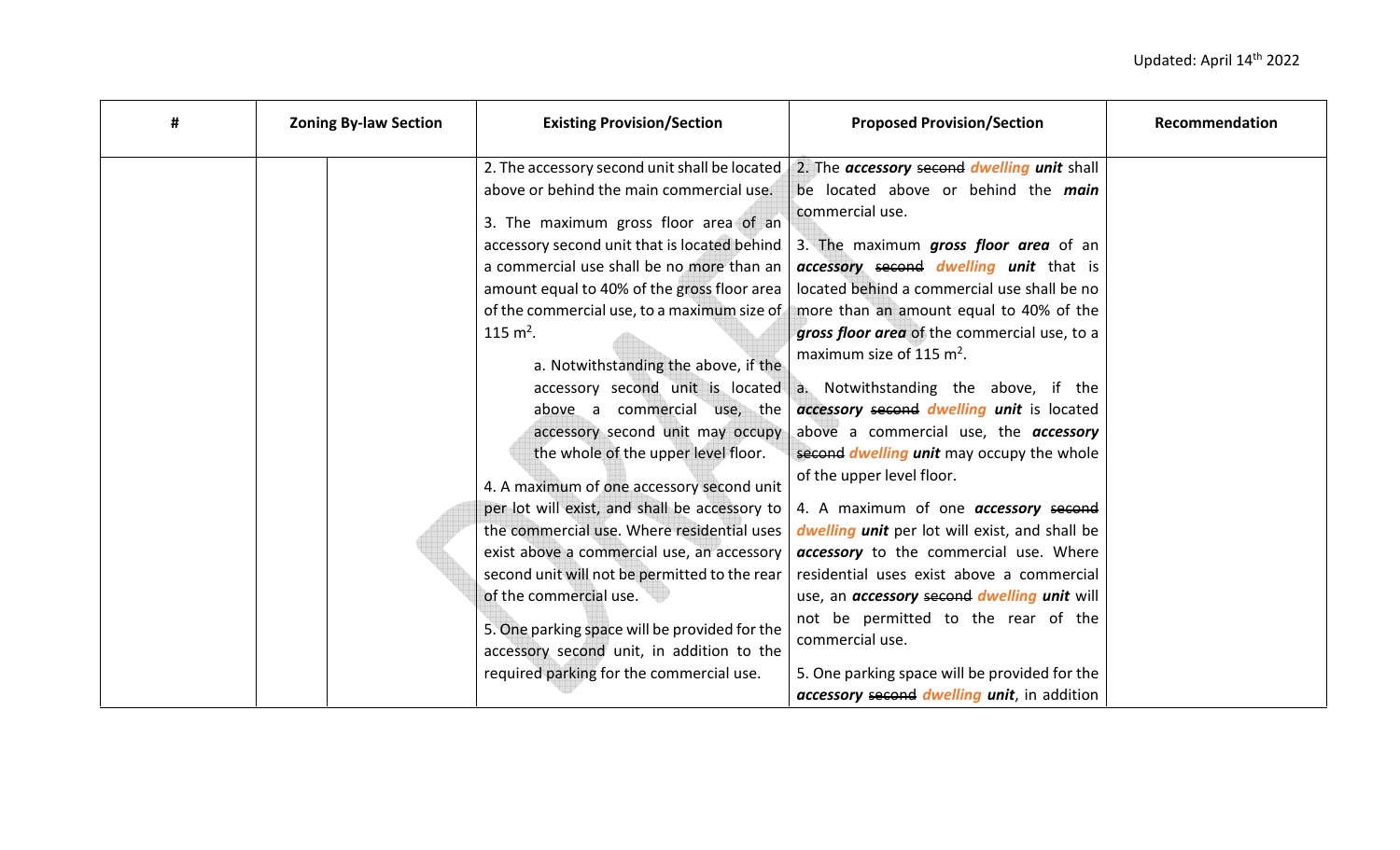| # | Zoning By-law Section | | Existing Provision/Section | Proposed Provision/Section | Recommendation |
|---|---|---|---|---|---|
| | | | 2. The accessory second unit shall be located above or behind the main commercial use.<br><br>3. The maximum gross floor area of an accessory second unit that is located behind a commercial use shall be no more than an amount equal to 40% of the gross floor area of the commercial use, to a maximum size of 115 m².<br><br>a. Notwithstanding the above, if the accessory second unit is located above a commercial use, the accessory second unit may occupy the whole of the upper level floor.<br><br>4. A maximum of one accessory second unit per lot will exist, and shall be accessory to the commercial use. Where residential uses exist above a commercial use, an accessory second unit will not be permitted to the rear of the commercial use.<br><br>5. One parking space will be provided for the accessory second unit, in addition to the required parking for the commercial use. | 2. The ***accessory*** ~~second~~ ***dwelling unit*** shall be located above or behind the ***main*** commercial use.<br><br>3. The maximum ***gross floor area*** of an ***accessory*** ~~second~~ ***dwelling unit*** that is located behind a commercial use shall be no more than an amount equal to 40% of the ***gross floor area*** of the commercial use, to a maximum size of 115 m².<br><br>a. Notwithstanding the above, if the ***accessory*** ~~second~~ ***dwelling unit*** is located above a commercial use, the ***accessory*** ~~second~~ ***dwelling unit*** may occupy the whole of the upper level floor.<br><br>4. A maximum of one ***accessory*** ~~second~~ ***dwelling unit*** per lot will exist, and shall be ***accessory*** to the commercial use. Where residential uses exist above a commercial use, an ***accessory*** ~~second~~ ***dwelling unit*** will not be permitted to the rear of the commercial use.<br><br>5. One parking space will be provided for the ***accessory*** ~~second~~ ***dwelling unit***, in addition | |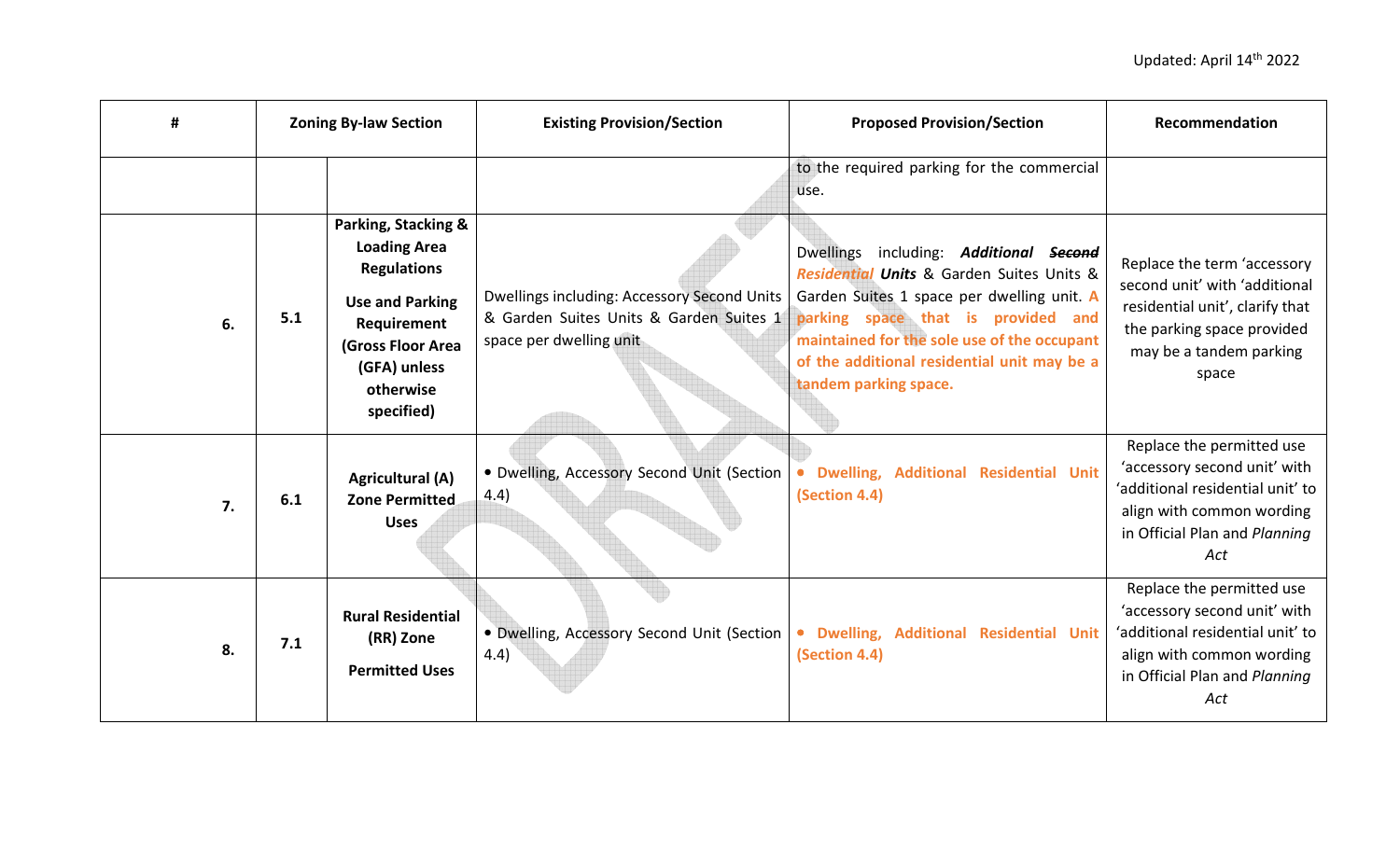Updated: April 14th 2022

| # | Zoning By-law Section | | Existing Provision/Section | Proposed Provision/Section | Recommendation |
|---|---|---|---|---|---|
| | | | | to the required parking for the commercial use. | |
| 6. | 5.1 | **Parking, Stacking & Loading Area Regulations** **Use and Parking Requirement (Gross Floor Area (GFA) unless otherwise specified)** | Dwellings including: Accessory Second Units & Garden Suites Units & Garden Suites 1 space per dwelling unit | Dwellings including: ***Additional*** ~~***Second***~~ ***Residential Units*** & Garden Suites Units & Garden Suites 1 space per dwelling unit. **A parking space that is provided and maintained for the sole use of the occupant of the additional residential unit may be a tandem parking space.** | Replace the term 'accessory second unit' with 'additional residential unit', clarify that the parking space provided may be a tandem parking space |
| 7. | 6.1 | **Agricultural (A) Zone Permitted Uses** | • Dwelling, Accessory Second Unit (Section 4.4) | **• Dwelling, Additional Residential Unit (Section 4.4)** | Replace the permitted use 'accessory second unit' with 'additional residential unit' to align with common wording in Official Plan and *Planning Act* |
| 8. | 7.1 | **Rural Residential (RR) Zone** **Permitted Uses** | • Dwelling, Accessory Second Unit (Section 4.4) | **• Dwelling, Additional Residential Unit (Section 4.4)** | Replace the permitted use 'accessory second unit' with 'additional residential unit' to align with common wording in Official Plan and *Planning Act* |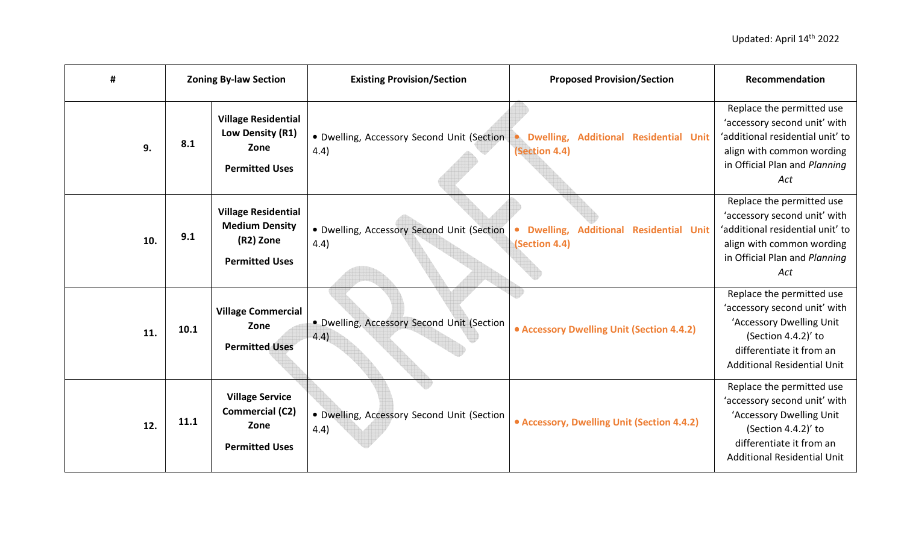Updated: April 14th 2022

| # | Zoning By-law Section | | Existing Provision/Section | Proposed Provision/Section | Recommendation |
|---|---|---|---|---|---|
| **9.** | **8.1** | **Village Residential Low Density (R1) Zone**<br><br>**Permitted Uses** | • Dwelling, Accessory Second Unit (Section 4.4) | **• Dwelling, Additional Residential Unit (Section 4.4)** | Replace the permitted use 'accessory second unit' with 'additional residential unit' to align with common wording in Official Plan and *Planning Act* |
| **10.** | **9.1** | **Village Residential Medium Density (R2) Zone**<br><br>**Permitted Uses** | • Dwelling, Accessory Second Unit (Section 4.4) | **• Dwelling, Additional Residential Unit (Section 4.4)** | Replace the permitted use 'accessory second unit' with 'additional residential unit' to align with common wording in Official Plan and *Planning Act* |
| **11.** | **10.1** | **Village Commercial Zone**<br><br>**Permitted Uses** | • Dwelling, Accessory Second Unit (Section 4.4) | **• Accessory Dwelling Unit (Section 4.4.2)** | Replace the permitted use 'accessory second unit' with 'Accessory Dwelling Unit (Section 4.4.2)' to differentiate it from an Additional Residential Unit |
| **12.** | **11.1** | **Village Service Commercial (C2) Zone**<br><br>**Permitted Uses** | • Dwelling, Accessory Second Unit (Section 4.4) | **• Accessory, Dwelling Unit (Section 4.4.2)** | Replace the permitted use 'accessory second unit' with 'Accessory Dwelling Unit (Section 4.4.2)' to differentiate it from an Additional Residential Unit |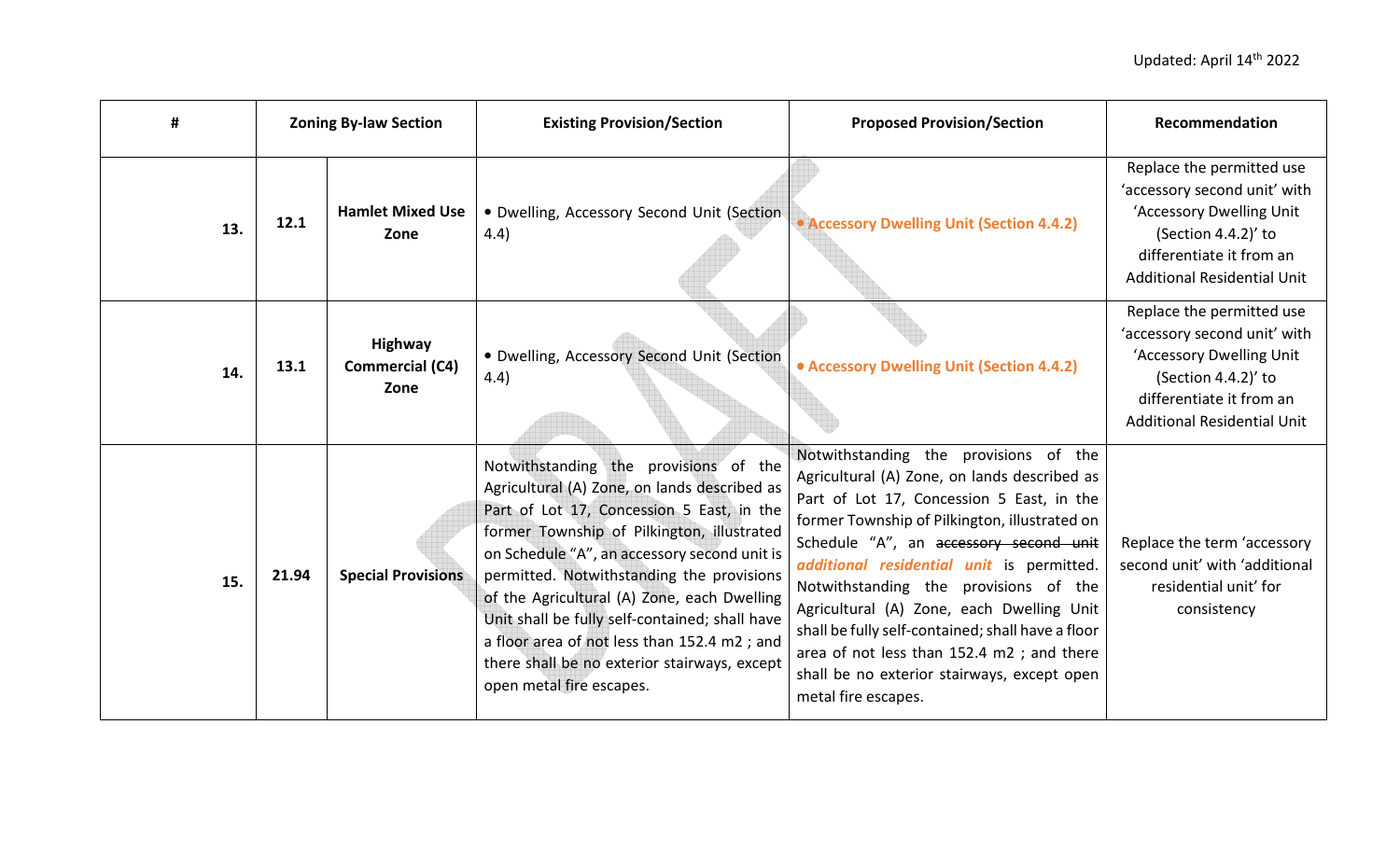| # | Zoning By-law Section | | Existing Provision/Section | Proposed Provision/Section | Recommendation |
|---|---|---|---|---|---|
| **13.** | **12.1** | **Hamlet Mixed Use Zone** | • Dwelling, Accessory Second Unit (Section 4.4) | **• Accessory Dwelling Unit (Section 4.4.2)** | Replace the permitted use 'accessory second unit' with 'Accessory Dwelling Unit (Section 4.4.2)' to differentiate it from an Additional Residential Unit |
| **14.** | **13.1** | **Highway Commercial (C4) Zone** | • Dwelling, Accessory Second Unit (Section 4.4) | **• Accessory Dwelling Unit (Section 4.4.2)** | Replace the permitted use 'accessory second unit' with 'Accessory Dwelling Unit (Section 4.4.2)' to differentiate it from an Additional Residential Unit |
| **15.** | **21.94** | **Special Provisions** | Notwithstanding the provisions of the Agricultural (A) Zone, on lands described as Part of Lot 17, Concession 5 East, in the former Township of Pilkington, illustrated on Schedule "A", an accessory second unit is permitted. Notwithstanding the provisions of the Agricultural (A) Zone, each Dwelling Unit shall be fully self-contained; shall have a floor area of not less than 152.4 m2 ; and there shall be no exterior stairways, except open metal fire escapes. | Notwithstanding the provisions of the Agricultural (A) Zone, on lands described as Part of Lot 17, Concession 5 East, in the former Township of Pilkington, illustrated on Schedule "A", an ~~accessory second unit~~ ***additional residential unit*** is permitted. Notwithstanding the provisions of the Agricultural (A) Zone, each Dwelling Unit shall be fully self-contained; shall have a floor area of not less than 152.4 m2 ; and there shall be no exterior stairways, except open metal fire escapes. | Replace the term 'accessory second unit' with 'additional residential unit' for consistency |